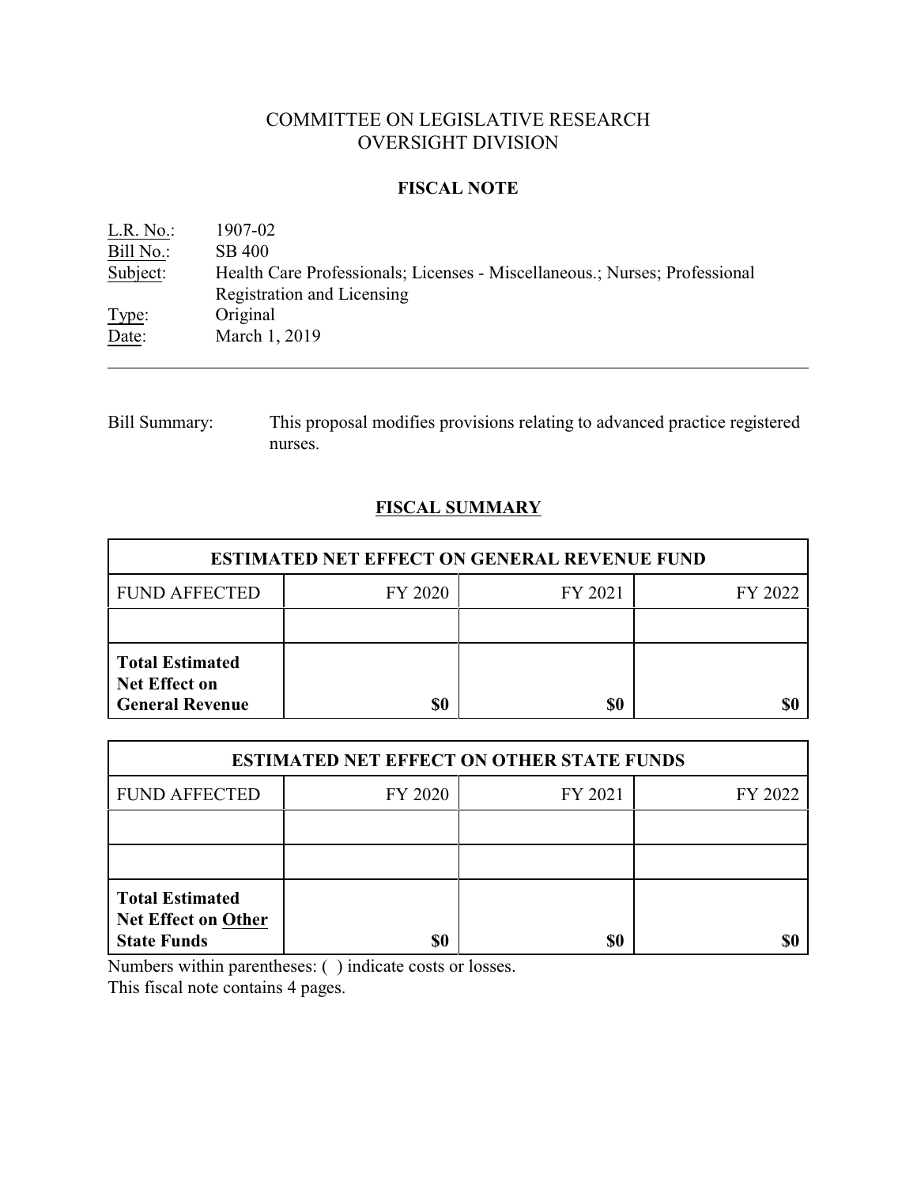# COMMITTEE ON LEGISLATIVE RESEARCH
# OVERSIGHT DIVISION

## FISCAL NOTE

L.R. No.: 1907-02
Bill No.: SB 400
Subject: Health Care Professionals; Licenses - Miscellaneous.; Nurses; Professional Registration and Licensing
Type: Original
Date: March 1, 2019

---

Bill Summary: This proposal modifies provisions relating to advanced practice registered nurses.

## FISCAL SUMMARY

| ESTIMATED NET EFFECT ON GENERAL REVENUE FUND | | | |
|---|---|---|---|
| FUND AFFECTED | FY 2020 | FY 2021 | FY 2022 |
| | | | |
| **Total Estimated Net Effect on General Revenue** | **$0** | **$0** | **$0** |

| ESTIMATED NET EFFECT ON OTHER STATE FUNDS | | | |
|---|---|---|---|
| FUND AFFECTED | FY 2020 | FY 2021 | FY 2022 |
| | | | |
| | | | |
| **Total Estimated Net Effect on Other State Funds** | **$0** | **$0** | **$0** |

Numbers within parentheses: ( ) indicate costs or losses.
This fiscal note contains 4 pages.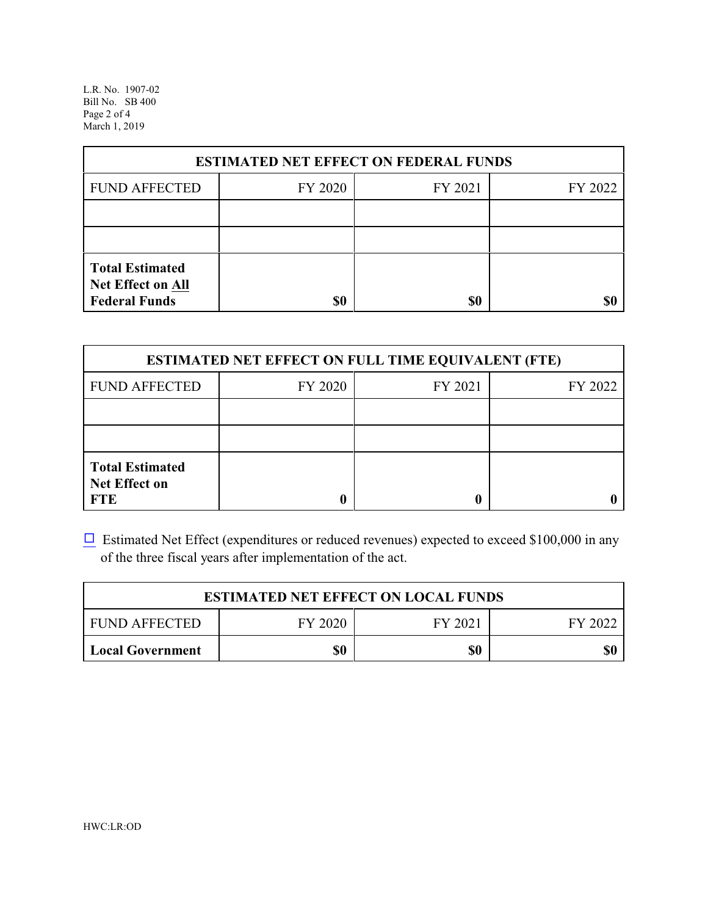| ESTIMATED NET EFFECT ON FEDERAL FUNDS | | | |
|---|---|---|---|
| FUND AFFECTED | FY 2020 | FY 2021 | FY 2022 |
| | | | |
| | | | |
| **Total Estimated Net Effect on All Federal Funds** | **$0** | **$0** | **$0** |

| ESTIMATED NET EFFECT ON FULL TIME EQUIVALENT (FTE) | | | |
|---|---|---|---|
| FUND AFFECTED | FY 2020 | FY 2021 | FY 2022 |
| | | | |
| | | | |
| **Total Estimated Net Effect on FTE** | **0** | **0** | **0** |

☐ Estimated Net Effect (expenditures or reduced revenues) expected to exceed $100,000 in any of the three fiscal years after implementation of the act.

| ESTIMATED NET EFFECT ON LOCAL FUNDS | | | |
|---|---|---|---|
| FUND AFFECTED | FY 2020 | FY 2021 | FY 2022 |
| **Local Government** | **$0** | **$0** | **$0** |

HWC:LR:OD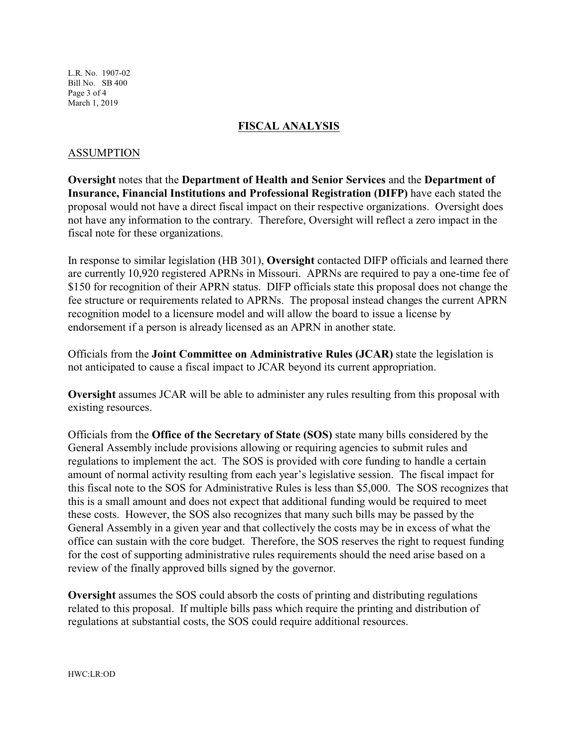## FISCAL ANALYSIS

### ASSUMPTION

**Oversight** notes that the **Department of Health and Senior Services** and the **Department of Insurance, Financial Institutions and Professional Registration (DIFP)** have each stated the proposal would not have a direct fiscal impact on their respective organizations. Oversight does not have any information to the contrary. Therefore, Oversight will reflect a zero impact in the fiscal note for these organizations.

In response to similar legislation (HB 301), **Oversight** contacted DIFP officials and learned there are currently 10,920 registered APRNs in Missouri. APRNs are required to pay a one-time fee of $150 for recognition of their APRN status. DIFP officials state this proposal does not change the fee structure or requirements related to APRNs. The proposal instead changes the current APRN recognition model to a licensure model and will allow the board to issue a license by endorsement if a person is already licensed as an APRN in another state.

Officials from the **Joint Committee on Administrative Rules (JCAR)** state the legislation is not anticipated to cause a fiscal impact to JCAR beyond its current appropriation.

**Oversight** assumes JCAR will be able to administer any rules resulting from this proposal with existing resources.

Officials from the **Office of the Secretary of State (SOS)** state many bills considered by the General Assembly include provisions allowing or requiring agencies to submit rules and regulations to implement the act. The SOS is provided with core funding to handle a certain amount of normal activity resulting from each year's legislative session. The fiscal impact for this fiscal note to the SOS for Administrative Rules is less than $5,000. The SOS recognizes that this is a small amount and does not expect that additional funding would be required to meet these costs. However, the SOS also recognizes that many such bills may be passed by the General Assembly in a given year and that collectively the costs may be in excess of what the office can sustain with the core budget. Therefore, the SOS reserves the right to request funding for the cost of supporting administrative rules requirements should the need arise based on a review of the finally approved bills signed by the governor.

**Oversight** assumes the SOS could absorb the costs of printing and distributing regulations related to this proposal. If multiple bills pass which require the printing and distribution of regulations at substantial costs, the SOS could require additional resources.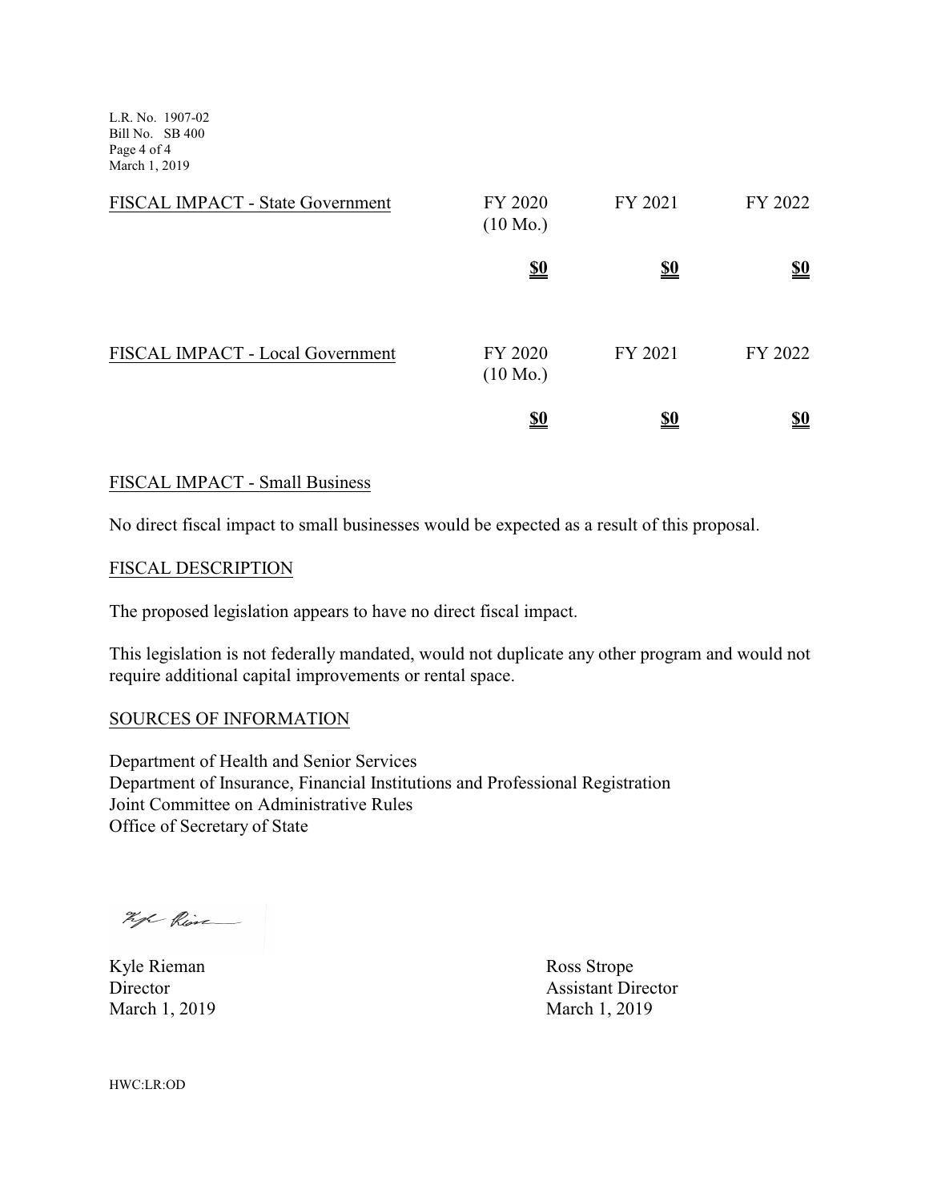| FISCAL IMPACT - State Government | FY 2020 (10 Mo.) | FY 2021 | FY 2022 |
|---|---|---|---|
| | **$0** | **$0** | **$0** |

| FISCAL IMPACT - Local Government | FY 2020 (10 Mo.) | FY 2021 | FY 2022 |
|---|---|---|---|
| | **$0** | **$0** | **$0** |

## FISCAL IMPACT - Small Business

No direct fiscal impact to small businesses would be expected as a result of this proposal.

## FISCAL DESCRIPTION

The proposed legislation appears to have no direct fiscal impact.

This legislation is not federally mandated, would not duplicate any other program and would not require additional capital improvements or rental space.

## SOURCES OF INFORMATION

Department of Health and Senior Services
Department of Insurance, Financial Institutions and Professional Registration
Joint Committee on Administrative Rules
Office of Secretary of State

Kyle Rieman
Director
March 1, 2019

Ross Strope
Assistant Director
March 1, 2019

HWC:LR:OD